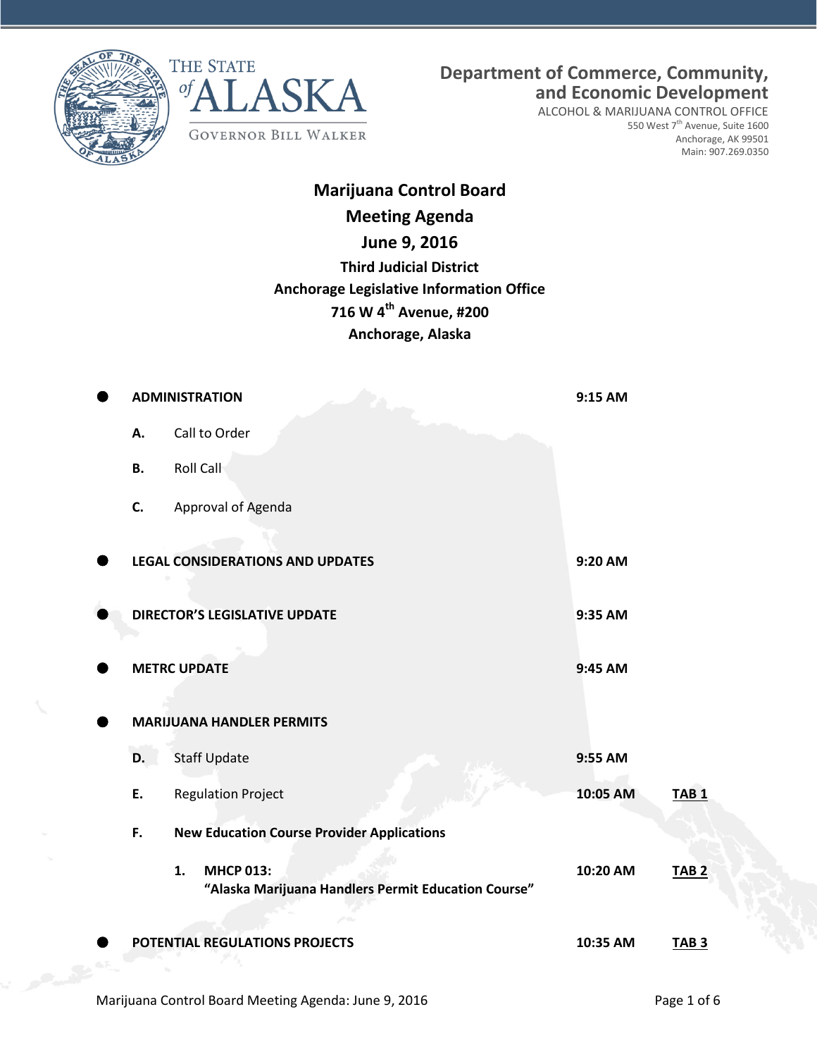THE STATE of ALASKA

GOVERNOR BILL WALKER

**Department of Commerce, Community, and Economic Development**

ALCOHOL & MARIJUANA CONTROL OFFICE
550 West 7th Avenue, Suite 1600
Anchorage, AK 99501
Main: 907.269.0350

# Marijuana Control Board
# Meeting Agenda
# June 9, 2016

**Third Judicial District**
**Anchorage Legislative Information Office**
**716 W 4th Avenue, #200**
**Anchorage, Alaska**

| | | Time | Tab |
|---|---|---|---|
| ● **ADMINISTRATION** | | **9:15 AM** | |
| **A.** | Call to Order | | |
| **B.** | Roll Call | | |
| **C.** | Approval of Agenda | | |
| ● **LEGAL CONSIDERATIONS AND UPDATES** | | **9:20 AM** | |
| ● **DIRECTOR'S LEGISLATIVE UPDATE** | | **9:35 AM** | |
| ● **METRC UPDATE** | | **9:45 AM** | |
| ● **MARIJUANA HANDLER PERMITS** | | | |
| **D.** | Staff Update | **9:55 AM** | |
| **E.** | Regulation Project | **10:05 AM** | **TAB 1** |
| **F.** | **New Education Course Provider Applications** | | |
| | **1. MHCP 013: "Alaska Marijuana Handlers Permit Education Course"** | **10:20 AM** | **TAB 2** |
| ● **POTENTIAL REGULATIONS PROJECTS** | | **10:35 AM** | **TAB 3** |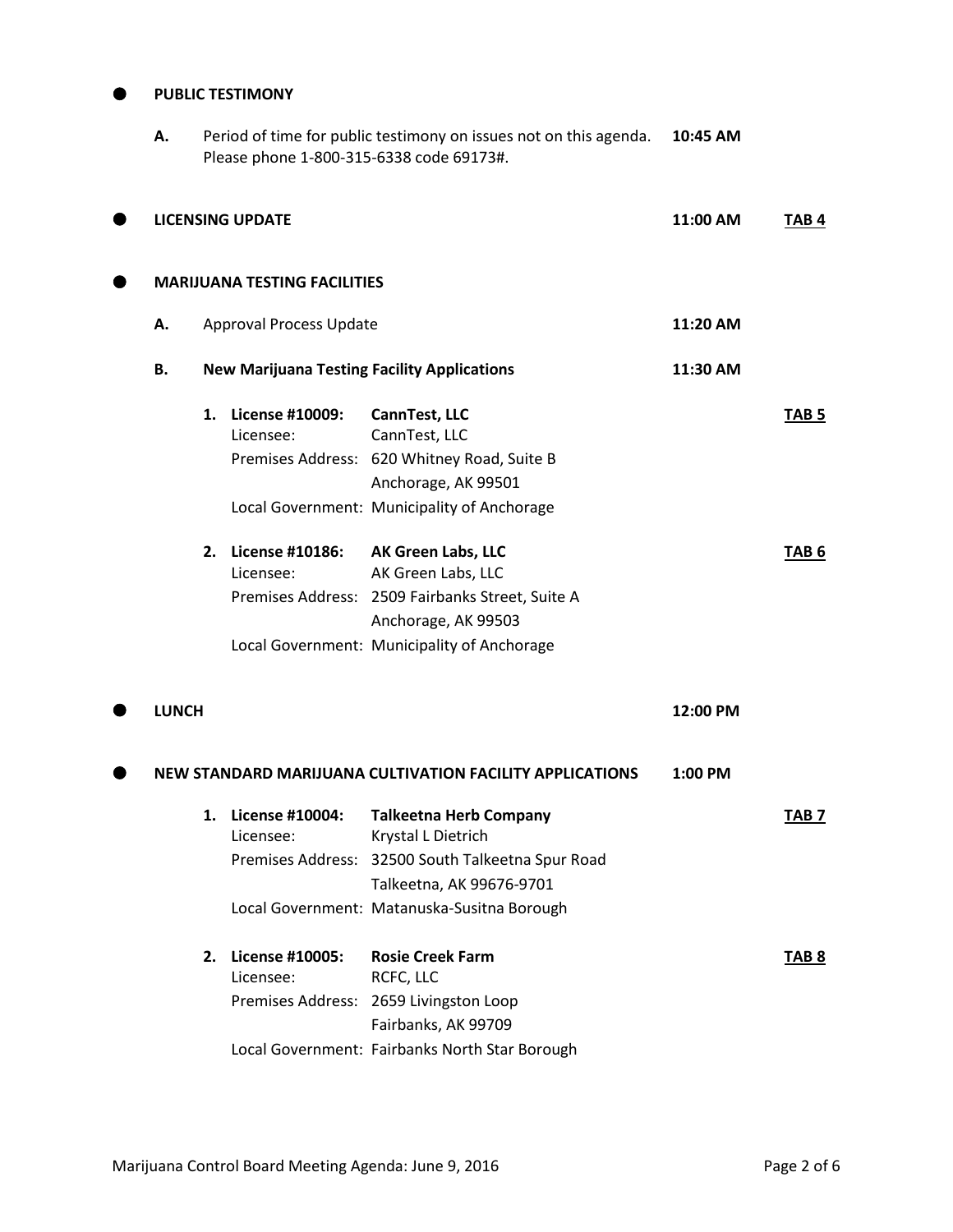- **PUBLIC TESTIMONY**

  **A.** Period of time for public testimony on issues not on this agenda. Please phone 1-800-315-6338 code 69173#. **10:45 AM**

- **LICENSING UPDATE** **11:00 AM** **TAB 4**

- **MARIJUANA TESTING FACILITIES**

  **A.** Approval Process Update **11:20 AM**

  **B.** **New Marijuana Testing Facility Applications** **11:30 AM**

  1. **License #10009:** **CannTest, LLC** **TAB 5**
     Licensee: CannTest, LLC
     Premises Address: 620 Whitney Road, Suite B
     Anchorage, AK 99501
     Local Government: Municipality of Anchorage

  2. **License #10186:** **AK Green Labs, LLC** **TAB 6**
     Licensee: AK Green Labs, LLC
     Premises Address: 2509 Fairbanks Street, Suite A
     Anchorage, AK 99503
     Local Government: Municipality of Anchorage

- **LUNCH** **12:00 PM**

- **NEW STANDARD MARIJUANA CULTIVATION FACILITY APPLICATIONS** **1:00 PM**

  1. **License #10004:** **Talkeetna Herb Company** **TAB 7**
     Licensee: Krystal L Dietrich
     Premises Address: 32500 South Talkeetna Spur Road
     Talkeetna, AK 99676-9701
     Local Government: Matanuska-Susitna Borough

  2. **License #10005:** **Rosie Creek Farm** **TAB 8**
     Licensee: RCFC, LLC
     Premises Address: 2659 Livingston Loop
     Fairbanks, AK 99709
     Local Government: Fairbanks North Star Borough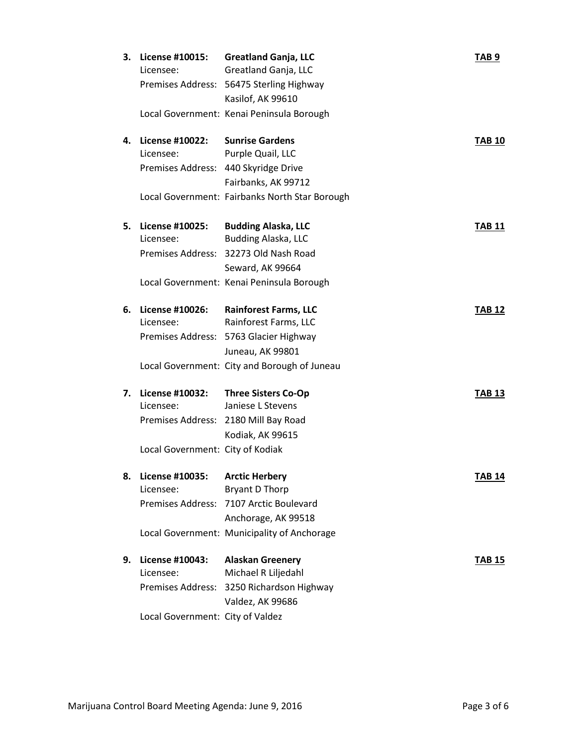3. **License #10015:** **Greatland Ganja, LLC** **TAB 9**
   Licensee: Greatland Ganja, LLC
   Premises Address: 56475 Sterling Highway
   Kasilof, AK 99610
   Local Government: Kenai Peninsula Borough

4. **License #10022:** **Sunrise Gardens** **TAB 10**
   Licensee: Purple Quail, LLC
   Premises Address: 440 Skyridge Drive
   Fairbanks, AK 99712
   Local Government: Fairbanks North Star Borough

5. **License #10025:** **Budding Alaska, LLC** **TAB 11**
   Licensee: Budding Alaska, LLC
   Premises Address: 32273 Old Nash Road
   Seward, AK 99664
   Local Government: Kenai Peninsula Borough

6. **License #10026:** **Rainforest Farms, LLC** **TAB 12**
   Licensee: Rainforest Farms, LLC
   Premises Address: 5763 Glacier Highway
   Juneau, AK 99801
   Local Government: City and Borough of Juneau

7. **License #10032:** **Three Sisters Co-Op** **TAB 13**
   Licensee: Janiese L Stevens
   Premises Address: 2180 Mill Bay Road
   Kodiak, AK 99615
   Local Government: City of Kodiak

8. **License #10035:** **Arctic Herbery** **TAB 14**
   Licensee: Bryant D Thorp
   Premises Address: 7107 Arctic Boulevard
   Anchorage, AK 99518
   Local Government: Municipality of Anchorage

9. **License #10043:** **Alaskan Greenery** **TAB 15**
   Licensee: Michael R Liljedahl
   Premises Address: 3250 Richardson Highway
   Valdez, AK 99686
   Local Government: City of Valdez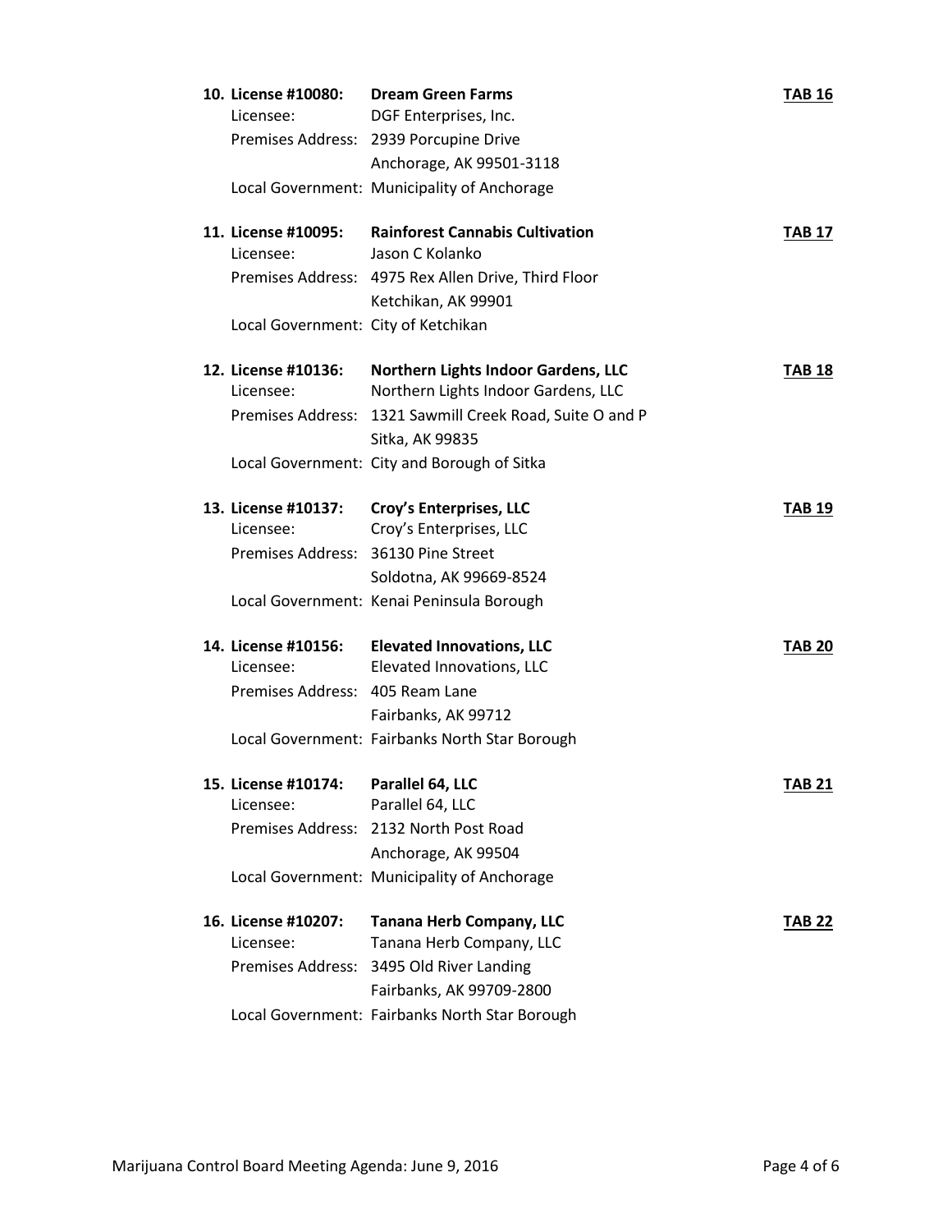**10. License #10080:** **Dream Green Farms** **TAB 16**
Licensee: DGF Enterprises, Inc.
Premises Address: 2939 Porcupine Drive
Anchorage, AK 99501-3118
Local Government: Municipality of Anchorage

**11. License #10095:** **Rainforest Cannabis Cultivation** **TAB 17**
Licensee: Jason C Kolanko
Premises Address: 4975 Rex Allen Drive, Third Floor
Ketchikan, AK 99901
Local Government: City of Ketchikan

**12. License #10136:** **Northern Lights Indoor Gardens, LLC** **TAB 18**
Licensee: Northern Lights Indoor Gardens, LLC
Premises Address: 1321 Sawmill Creek Road, Suite O and P
Sitka, AK 99835
Local Government: City and Borough of Sitka

**13. License #10137:** **Croy's Enterprises, LLC** **TAB 19**
Licensee: Croy's Enterprises, LLC
Premises Address: 36130 Pine Street
Soldotna, AK 99669-8524
Local Government: Kenai Peninsula Borough

**14. License #10156:** **Elevated Innovations, LLC** **TAB 20**
Licensee: Elevated Innovations, LLC
Premises Address: 405 Ream Lane
Fairbanks, AK 99712
Local Government: Fairbanks North Star Borough

**15. License #10174:** **Parallel 64, LLC** **TAB 21**
Licensee: Parallel 64, LLC
Premises Address: 2132 North Post Road
Anchorage, AK 99504
Local Government: Municipality of Anchorage

**16. License #10207:** **Tanana Herb Company, LLC** **TAB 22**
Licensee: Tanana Herb Company, LLC
Premises Address: 3495 Old River Landing
Fairbanks, AK 99709-2800
Local Government: Fairbanks North Star Borough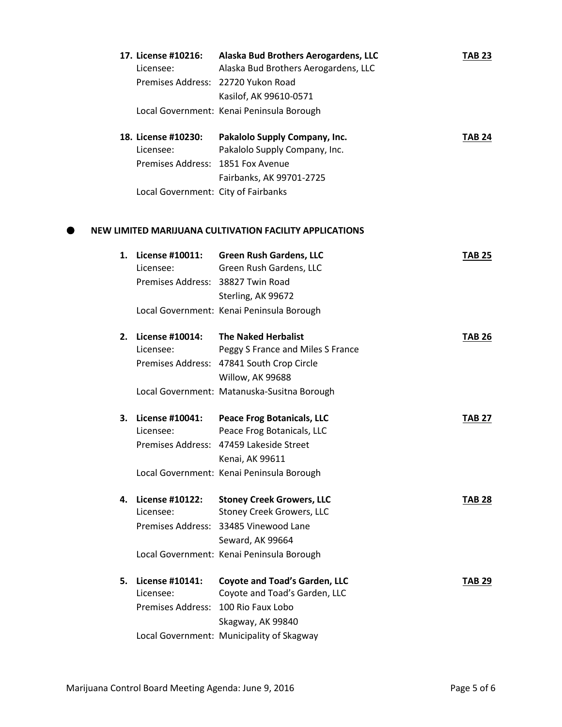17. **License #10216: Alaska Bud Brothers Aerogardens, LLC** **TAB 23**
    Licensee: Alaska Bud Brothers Aerogardens, LLC
    Premises Address: 22720 Yukon Road
    Kasilof, AK 99610-0571
    Local Government: Kenai Peninsula Borough

18. **License #10230: Pakalolo Supply Company, Inc.** **TAB 24**
    Licensee: Pakalolo Supply Company, Inc.
    Premises Address: 1851 Fox Avenue
    Fairbanks, AK 99701-2725
    Local Government: City of Fairbanks

- **NEW LIMITED MARIJUANA CULTIVATION FACILITY APPLICATIONS**

1. **License #10011: Green Rush Gardens, LLC** **TAB 25**
   Licensee: Green Rush Gardens, LLC
   Premises Address: 38827 Twin Road
   Sterling, AK 99672
   Local Government: Kenai Peninsula Borough

2. **License #10014: The Naked Herbalist** **TAB 26**
   Licensee: Peggy S France and Miles S France
   Premises Address: 47841 South Crop Circle
   Willow, AK 99688
   Local Government: Matanuska-Susitna Borough

3. **License #10041: Peace Frog Botanicals, LLC** **TAB 27**
   Licensee: Peace Frog Botanicals, LLC
   Premises Address: 47459 Lakeside Street
   Kenai, AK 99611
   Local Government: Kenai Peninsula Borough

4. **License #10122: Stoney Creek Growers, LLC** **TAB 28**
   Licensee: Stoney Creek Growers, LLC
   Premises Address: 33485 Vinewood Lane
   Seward, AK 99664
   Local Government: Kenai Peninsula Borough

5. **License #10141: Coyote and Toad's Garden, LLC** **TAB 29**
   Licensee: Coyote and Toad's Garden, LLC
   Premises Address: 100 Rio Faux Lobo
   Skagway, AK 99840
   Local Government: Municipality of Skagway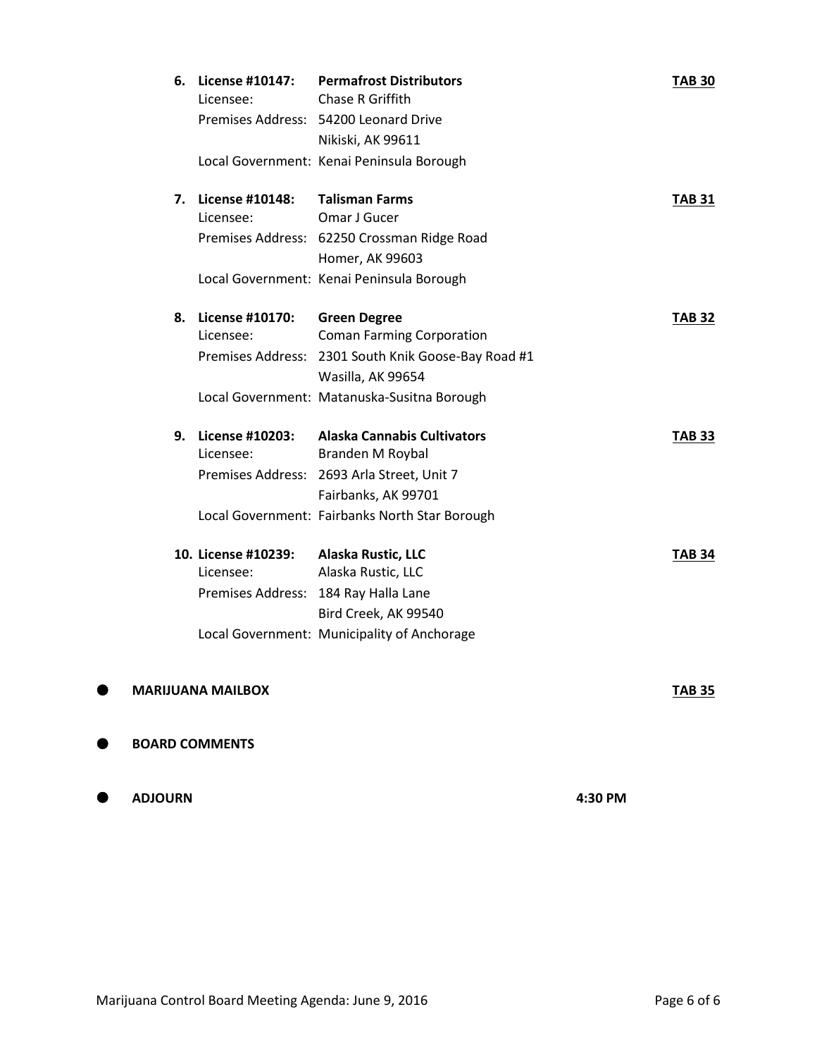6. **License #10147: Permafrost Distributors** **TAB 30**
   Licensee: Chase R Griffith
   Premises Address: 54200 Leonard Drive
   Nikiski, AK 99611
   Local Government: Kenai Peninsula Borough

7. **License #10148: Talisman Farms** **TAB 31**
   Licensee: Omar J Gucer
   Premises Address: 62250 Crossman Ridge Road
   Homer, AK 99603
   Local Government: Kenai Peninsula Borough

8. **License #10170: Green Degree** **TAB 32**
   Licensee: Coman Farming Corporation
   Premises Address: 2301 South Knik Goose-Bay Road #1
   Wasilla, AK 99654
   Local Government: Matanuska-Susitna Borough

9. **License #10203: Alaska Cannabis Cultivators** **TAB 33**
   Licensee: Branden M Roybal
   Premises Address: 2693 Arla Street, Unit 7
   Fairbanks, AK 99701
   Local Government: Fairbanks North Star Borough

10. **License #10239: Alaska Rustic, LLC** **TAB 34**
    Licensee: Alaska Rustic, LLC
    Premises Address: 184 Ray Halla Lane
    Bird Creek, AK 99540
    Local Government: Municipality of Anchorage

- **MARIJUANA MAILBOX** **TAB 35**

- **BOARD COMMENTS**

- **ADJOURN** **4:30 PM**